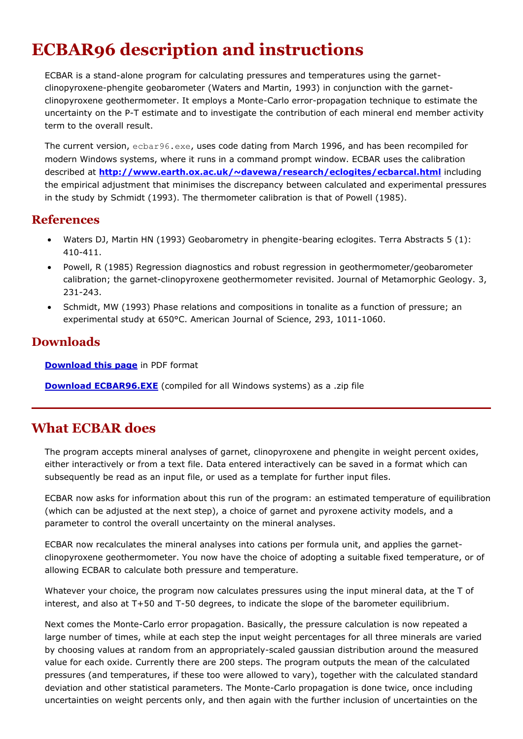# ECBAR96 description and instructions

ECBAR is a stand-alone program for calculating pressures and temperatures using the garnet-clinopyroxene-phengite geobarometer (Waters and Martin, 1993) in conjunction with the garnet-clinopyroxene geothermometer. It employs a Monte-Carlo error-propagation technique to estimate the uncertainty on the P-T estimate and to investigate the contribution of each mineral end member activity term to the overall result.

The current version, `ecbar96.exe`, uses code dating from March 1996, and has been recompiled for modern Windows systems, where it runs in a command prompt window. ECBAR uses the calibration described at **http://www.earth.ox.ac.uk/~davewa/research/eclogites/ecbarcal.html** including the empirical adjustment that minimises the discrepancy between calculated and experimental pressures in the study by Schmidt (1993). The thermometer calibration is that of Powell (1985).

## References

- Waters DJ, Martin HN (1993) Geobarometry in phengite-bearing eclogites. Terra Abstracts 5 (1): 410-411.
- Powell, R (1985) Regression diagnostics and robust regression in geothermometer/geobarometer calibration; the garnet-clinopyroxene geothermometer revisited. Journal of Metamorphic Geology. 3, 231-243.
- Schmidt, MW (1993) Phase relations and compositions in tonalite as a function of pressure; an experimental study at 650°C. American Journal of Science, 293, 1011-1060.

## Downloads

**Download this page** in PDF format

**Download ECBAR96.EXE** (compiled for all Windows systems) as a .zip file

---

## What ECBAR does

The program accepts mineral analyses of garnet, clinopyroxene and phengite in weight percent oxides, either interactively or from a text file. Data entered interactively can be saved in a format which can subsequently be read as an input file, or used as a template for further input files.

ECBAR now asks for information about this run of the program: an estimated temperature of equilibration (which can be adjusted at the next step), a choice of garnet and pyroxene activity models, and a parameter to control the overall uncertainty on the mineral analyses.

ECBAR now recalculates the mineral analyses into cations per formula unit, and applies the garnet-clinopyroxene geothermometer. You now have the choice of adopting a suitable fixed temperature, or of allowing ECBAR to calculate both pressure and temperature.

Whatever your choice, the program now calculates pressures using the input mineral data, at the T of interest, and also at T+50 and T-50 degrees, to indicate the slope of the barometer equilibrium.

Next comes the Monte-Carlo error propagation. Basically, the pressure calculation is now repeated a large number of times, while at each step the input weight percentages for all three minerals are varied by choosing values at random from an appropriately-scaled gaussian distribution around the measured value for each oxide. Currently there are 200 steps. The program outputs the mean of the calculated pressures (and temperatures, if these too were allowed to vary), together with the calculated standard deviation and other statistical parameters. The Monte-Carlo propagation is done twice, once including uncertainties on weight percents only, and then again with the further inclusion of uncertainties on the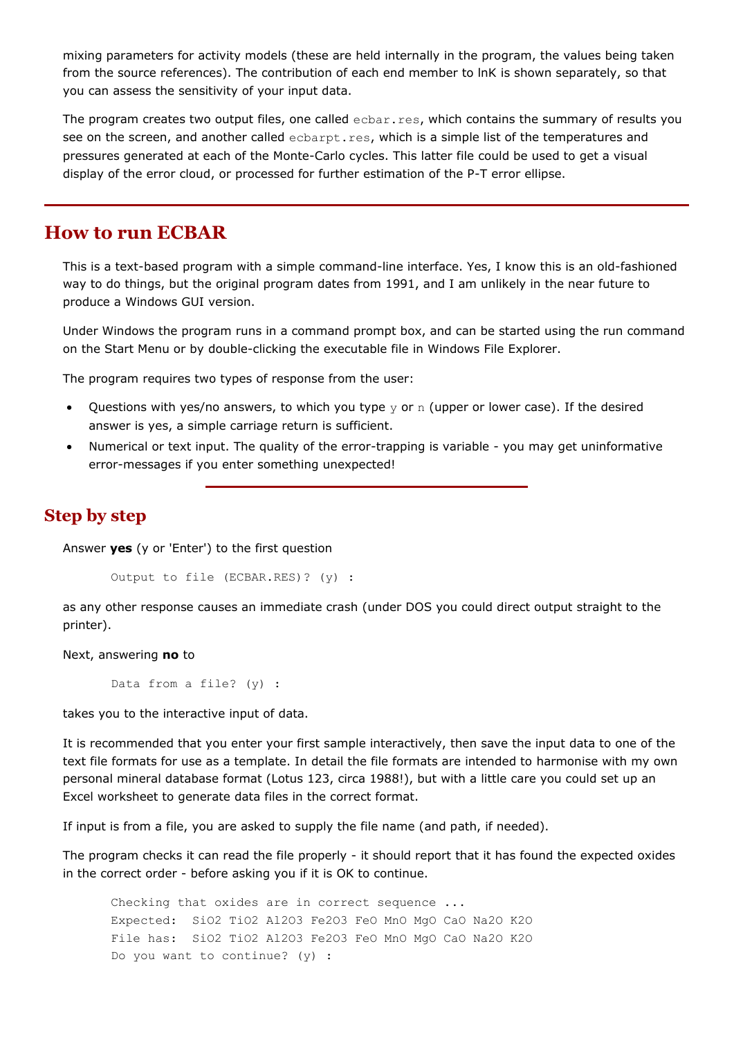mixing parameters for activity models (these are held internally in the program, the values being taken from the source references). The contribution of each end member to lnK is shown separately, so that you can assess the sensitivity of your input data.

The program creates two output files, one called `ecbar.res`, which contains the summary of results you see on the screen, and another called `ecbarpt.res`, which is a simple list of the temperatures and pressures generated at each of the Monte-Carlo cycles. This latter file could be used to get a visual display of the error cloud, or processed for further estimation of the P-T error ellipse.

---

## How to run ECBAR

This is a text-based program with a simple command-line interface. Yes, I know this is an old-fashioned way to do things, but the original program dates from 1991, and I am unlikely in the near future to produce a Windows GUI version.

Under Windows the program runs in a command prompt box, and can be started using the run command on the Start Menu or by double-clicking the executable file in Windows File Explorer.

The program requires two types of response from the user:

- Questions with yes/no answers, to which you type `y` or `n` (upper or lower case). If the desired answer is yes, a simple carriage return is sufficient.
- Numerical or text input. The quality of the error-trapping is variable - you may get uninformative error-messages if you enter something unexpected!

---

### Step by step

Answer **yes** (y or 'Enter') to the first question

```
Output to file (ECBAR.RES)? (y) :
```

as any other response causes an immediate crash (under DOS you could direct output straight to the printer).

Next, answering **no** to

```
Data from a file? (y) :
```

takes you to the interactive input of data.

It is recommended that you enter your first sample interactively, then save the input data to one of the text file formats for use as a template. In detail the file formats are intended to harmonise with my own personal mineral database format (Lotus 123, circa 1988!), but with a little care you could set up an Excel worksheet to generate data files in the correct format.

If input is from a file, you are asked to supply the file name (and path, if needed).

The program checks it can read the file properly - it should report that it has found the expected oxides in the correct order - before asking you if it is OK to continue.

```
Checking that oxides are in correct sequence ...
Expected:  SiO2 TiO2 Al2O3 Fe2O3 FeO MnO MgO CaO Na2O K2O
File has:  SiO2 TiO2 Al2O3 Fe2O3 FeO MnO MgO CaO Na2O K2O
Do you want to continue? (y) :
```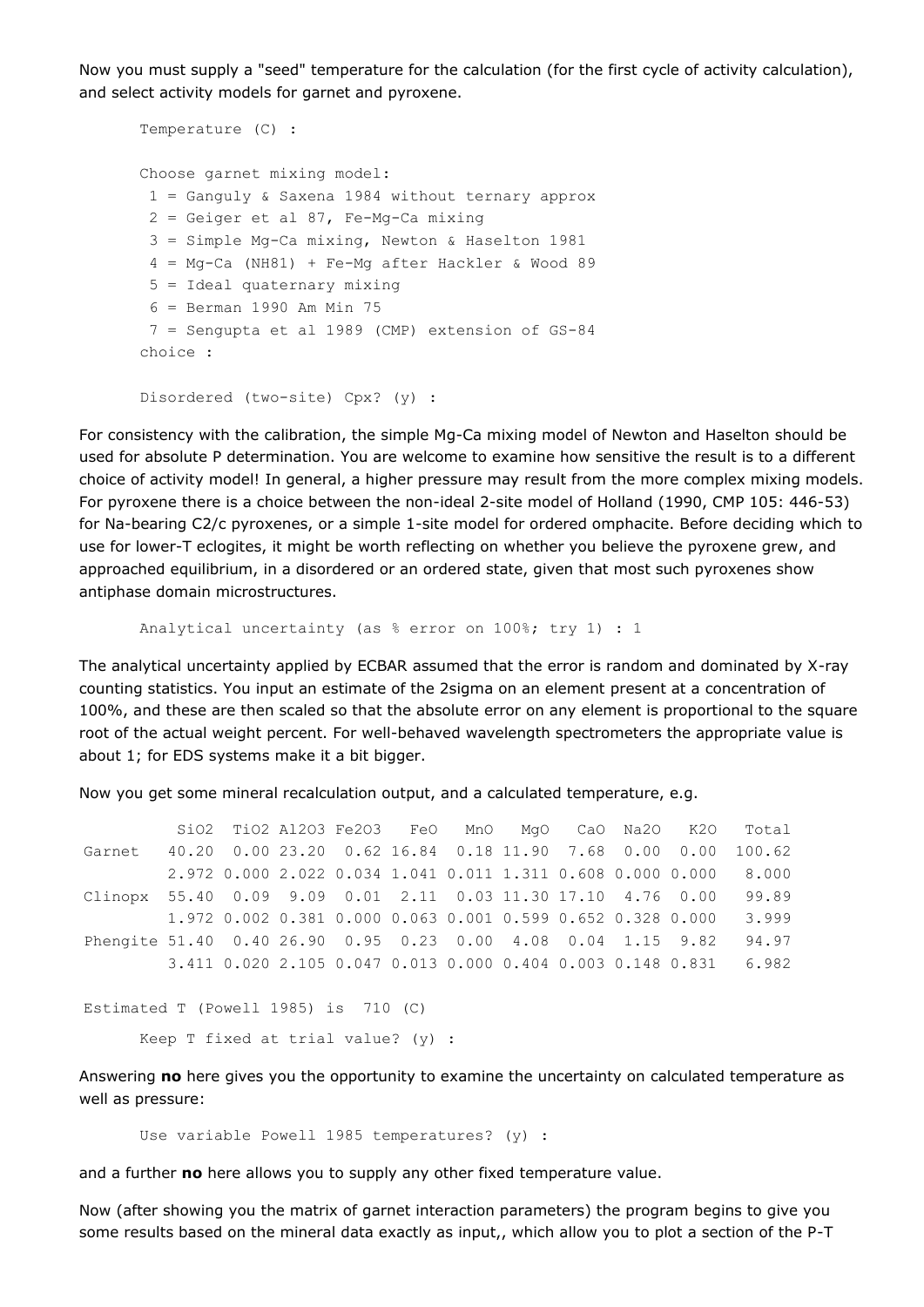Now you must supply a "seed" temperature for the calculation (for the first cycle of activity calculation), and select activity models for garnet and pyroxene.

```
Temperature (C) :

Choose garnet mixing model:
 1 = Ganguly & Saxena 1984 without ternary approx
 2 = Geiger et al 87, Fe-Mg-Ca mixing
 3 = Simple Mg-Ca mixing, Newton & Haselton 1981
 4 = Mg-Ca (NH81) + Fe-Mg after Hackler & Wood 89
 5 = Ideal quaternary mixing
 6 = Berman 1990 Am Min 75
 7 = Sengupta et al 1989 (CMP) extension of GS-84
choice :

Disordered (two-site) Cpx? (y) :
```

For consistency with the calibration, the simple Mg-Ca mixing model of Newton and Haselton should be used for absolute P determination. You are welcome to examine how sensitive the result is to a different choice of activity model! In general, a higher pressure may result from the more complex mixing models. For pyroxene there is a choice between the non-ideal 2-site model of Holland (1990, CMP 105: 446-53) for Na-bearing C2/c pyroxenes, or a simple 1-site model for ordered omphacite. Before deciding which to use for lower-T eclogites, it might be worth reflecting on whether you believe the pyroxene grew, and approached equilibrium, in a disordered or an ordered state, given that most such pyroxenes show antiphase domain microstructures.

```
Analytical uncertainty (as % error on 100%; try 1) : 1
```

The analytical uncertainty applied by ECBAR assumed that the error is random and dominated by X-ray counting statistics. You input an estimate of the 2sigma on an element present at a concentration of 100%, and these are then scaled so that the absolute error on any element is proportional to the square root of the actual weight percent. For well-behaved wavelength spectrometers the appropriate value is about 1; for EDS systems make it a bit bigger.

Now you get some mineral recalculation output, and a calculated temperature, e.g.

```
          SiO2  TiO2 Al2O3 Fe2O3   FeO   MnO   MgO   CaO  Na2O   K2O   Total
Garnet   40.20  0.00 23.20  0.62 16.84  0.18 11.90  7.68  0.00  0.00  100.62
         2.972 0.000 2.022 0.034 1.041 0.011 1.311 0.608 0.000 0.000   8.000
Clinopx  55.40  0.09  9.09  0.01  2.11  0.03 11.30 17.10  4.76  0.00   99.89
         1.972 0.002 0.381 0.000 0.063 0.001 0.599 0.652 0.328 0.000   3.999
Phengite 51.40  0.40 26.90  0.95  0.23  0.00  4.08  0.04  1.15  9.82   94.97
         3.411 0.020 2.105 0.047 0.013 0.000 0.404 0.003 0.148 0.831   6.982

Estimated T (Powell 1985) is  710 (C)

      Keep T fixed at trial value? (y) :
```

Answering **no** here gives you the opportunity to examine the uncertainty on calculated temperature as well as pressure:

```
Use variable Powell 1985 temperatures? (y) :
```

and a further **no** here allows you to supply any other fixed temperature value.

Now (after showing you the matrix of garnet interaction parameters) the program begins to give you some results based on the mineral data exactly as input,, which allow you to plot a section of the P-T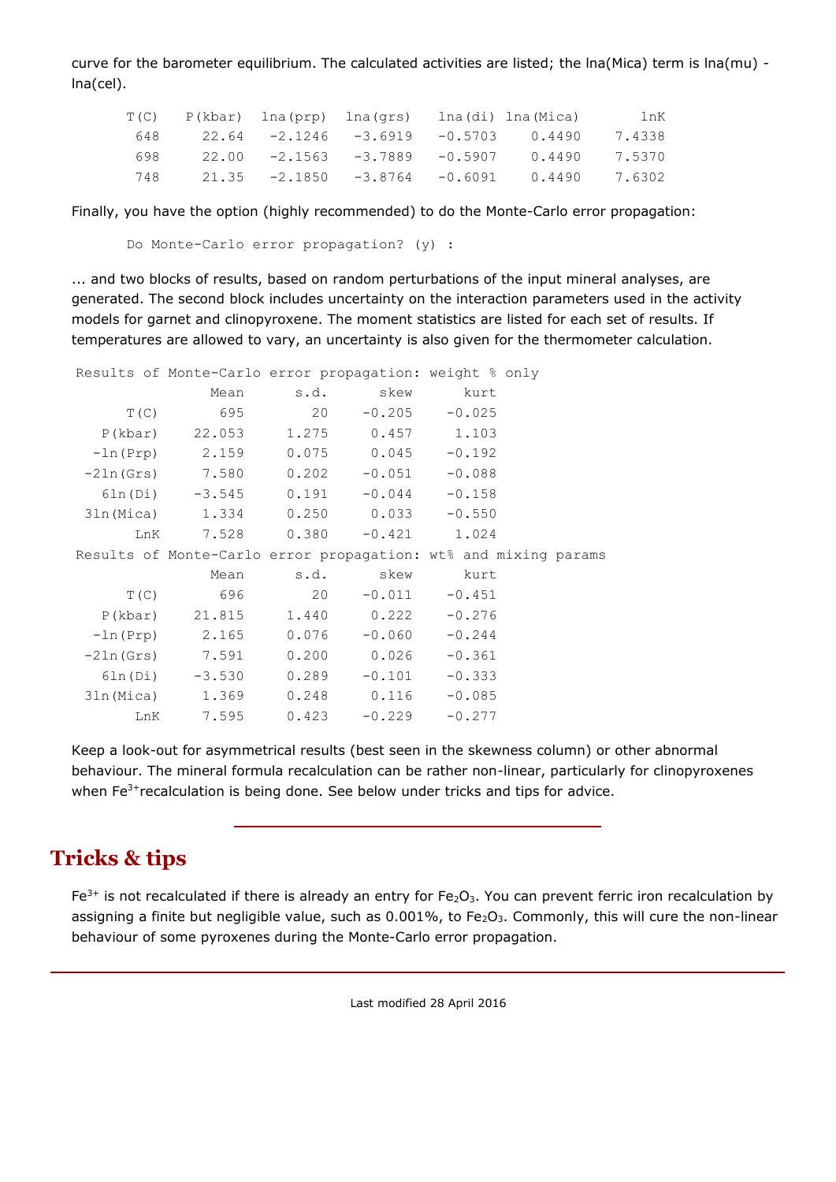curve for the barometer equilibrium. The calculated activities are listed; the lna(Mica) term is lna(mu) - lna(cel).

```
T(C)   P(kbar)  lna(prp)  lna(grs)   lna(di) lna(Mica)      lnK
 648     22.64   -2.1246   -3.6919   -0.5703    0.4490   7.4338
 698     22.00   -2.1563   -3.7889   -0.5907    0.4490   7.5370
 748     21.35   -2.1850   -3.8764   -0.6091    0.4490   7.6302
```

Finally, you have the option (highly recommended) to do the Monte-Carlo error propagation:

```
Do Monte-Carlo error propagation? (y) :
```

... and two blocks of results, based on random perturbations of the input mineral analyses, are generated. The second block includes uncertainty on the interaction parameters used in the activity models for garnet and clinopyroxene. The moment statistics are listed for each set of results. If temperatures are allowed to vary, an uncertainty is also given for the thermometer calculation.

```
Results of Monte-Carlo error propagation: weight % only
             Mean      s.d.      skew      kurt
     T(C)     695        20    -0.205    -0.025
  P(kbar)  22.053     1.275     0.457     1.103
  -ln(Prp)  2.159     0.075     0.045    -0.192
 -2ln(Grs)  7.580     0.202    -0.051    -0.088
   6ln(Di) -3.545     0.191    -0.044    -0.158
 3ln(Mica)  1.334     0.250     0.033    -0.550
      LnK   7.528     0.380    -0.421     1.024
Results of Monte-Carlo error propagation: wt% and mixing params
             Mean      s.d.      skew      kurt
     T(C)     696        20    -0.011    -0.451
  P(kbar)  21.815     1.440     0.222    -0.276
  -ln(Prp)  2.165     0.076    -0.060    -0.244
 -2ln(Grs)  7.591     0.200     0.026    -0.361
   6ln(Di) -3.530     0.289    -0.101    -0.333
 3ln(Mica)  1.369     0.248     0.116    -0.085
      LnK   7.595     0.423    -0.229    -0.277
```

Keep a look-out for asymmetrical results (best seen in the skewness column) or other abnormal behaviour. The mineral formula recalculation can be rather non-linear, particularly for clinopyroxenes when $Fe^{3+}$recalculation is being done. See below under tricks and tips for advice.

## Tricks & tips

$Fe^{3+}$ is not recalculated if there is already an entry for $Fe_2O_3$. You can prevent ferric iron recalculation by assigning a finite but negligible value, such as 0.001%, to $Fe_2O_3$. Commonly, this will cure the non-linear behaviour of some pyroxenes during the Monte-Carlo error propagation.

Last modified 28 April 2016